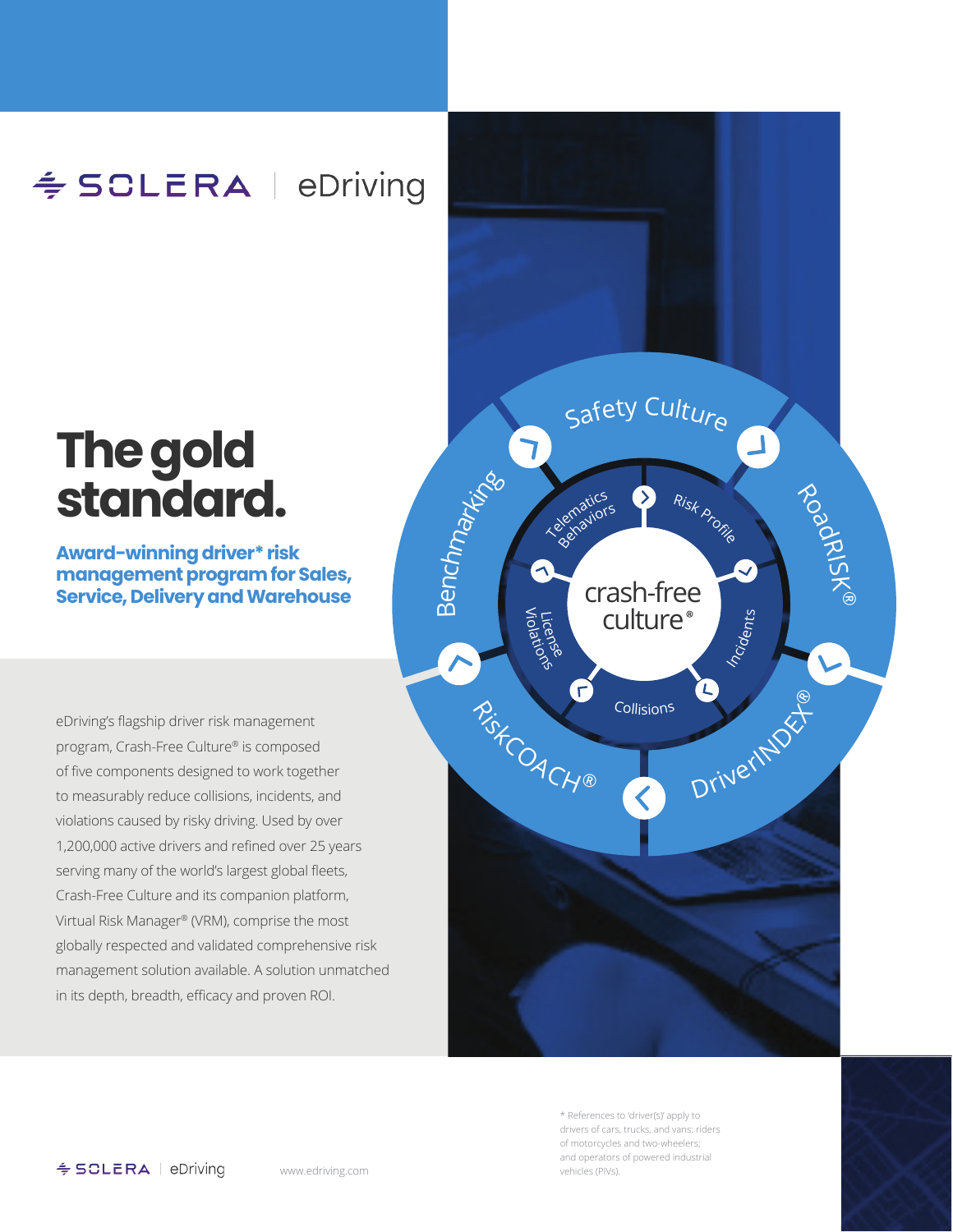SOLERA | eDriving

# The gold standard.

**Award-winning driver* risk management program for Sales, Service, Delivery and Warehouse**

Safety Culture

RoadRISK®

DriverINDEX®

RiskCOACH®

Benchmarking

Telematics Behaviors

Risk Profile

Incidents

Collisions

License Violations

crash-free culture®

eDriving's flagship driver risk management program, Crash-Free Culture® is composed of five components designed to work together to measurably reduce collisions, incidents, and violations caused by risky driving. Used by over 1,200,000 active drivers and refined over 25 years serving many of the world's largest global fleets, Crash-Free Culture and its companion platform, Virtual Risk Manager® (VRM), comprise the most globally respected and validated comprehensive risk management solution available. A solution unmatched in its depth, breadth, efficacy and proven ROI.

\* References to 'driver(s)' apply to drivers of cars, trucks, and vans; riders of motorcycles and two-wheelers; and operators of powered industrial vehicles (PIVs).

SOLERA | eDriving

www.edriving.com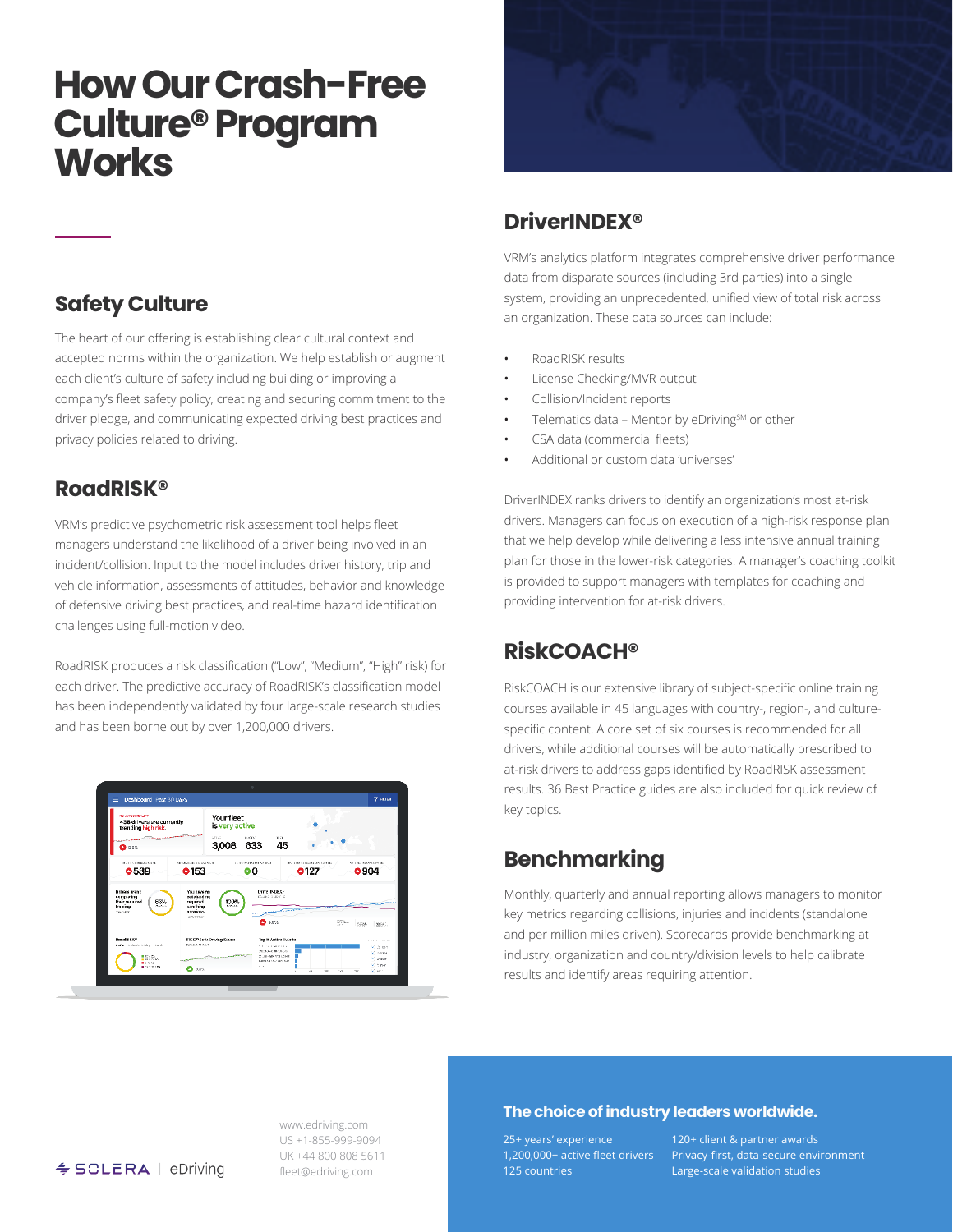# How Our Crash-Free Culture® Program Works

## Safety Culture

The heart of our offering is establishing clear cultural context and accepted norms within the organization. We help establish or augment each client's culture of safety including building or improving a company's fleet safety policy, creating and securing commitment to the driver pledge, and communicating expected driving best practices and privacy policies related to driving.

## RoadRISK®

VRM's predictive psychometric risk assessment tool helps fleet managers understand the likelihood of a driver being involved in an incident/collision. Input to the model includes driver history, trip and vehicle information, assessments of attitudes, behavior and knowledge of defensive driving best practices, and real-time hazard identification challenges using full-motion video.

RoadRISK produces a risk classification ("Low", "Medium", "High" risk) for each driver. The predictive accuracy of RoadRISK's classification model has been independently validated by four large-scale research studies and has been borne out by over 1,200,000 drivers.

## DriverINDEX®

VRM's analytics platform integrates comprehensive driver performance data from disparate sources (including 3rd parties) into a single system, providing an unprecedented, unified view of total risk across an organization. These data sources can include:

- RoadRISK results
- License Checking/MVR output
- Collision/Incident reports
- Telematics data – Mentor by eDriving[SM] or other
- CSA data (commercial fleets)
- Additional or custom data 'universes'

DriverINDEX ranks drivers to identify an organization's most at-risk drivers. Managers can focus on execution of a high-risk response plan that we help develop while delivering a less intensive annual training plan for those in the lower-risk categories. A manager's coaching toolkit is provided to support managers with templates for coaching and providing intervention for at-risk drivers.

## RiskCOACH®

RiskCOACH is our extensive library of subject-specific online training courses available in 45 languages with country-, region-, and culture-specific content. A core set of six courses is recommended for all drivers, while additional courses will be automatically prescribed to at-risk drivers to address gaps identified by RoadRISK assessment results. 36 Best Practice guides are also included for quick review of key topics.

## Benchmarking

Monthly, quarterly and annual reporting allows managers to monitor key metrics regarding collisions, injuries and incidents (standalone and per million miles driven). Scorecards provide benchmarking at industry, organization and country/division levels to help calibrate results and identify areas requiring attention.

SOLERA | eDriving

www.edriving.com
US +1-855-999-9094
UK +44 800 808 5611
fleet@edriving.com

### The choice of industry leaders worldwide.

25+ years' experience
1,200,000+ active fleet drivers
125 countries
120+ client & partner awards
Privacy-first, data-secure environment
Large-scale validation studies